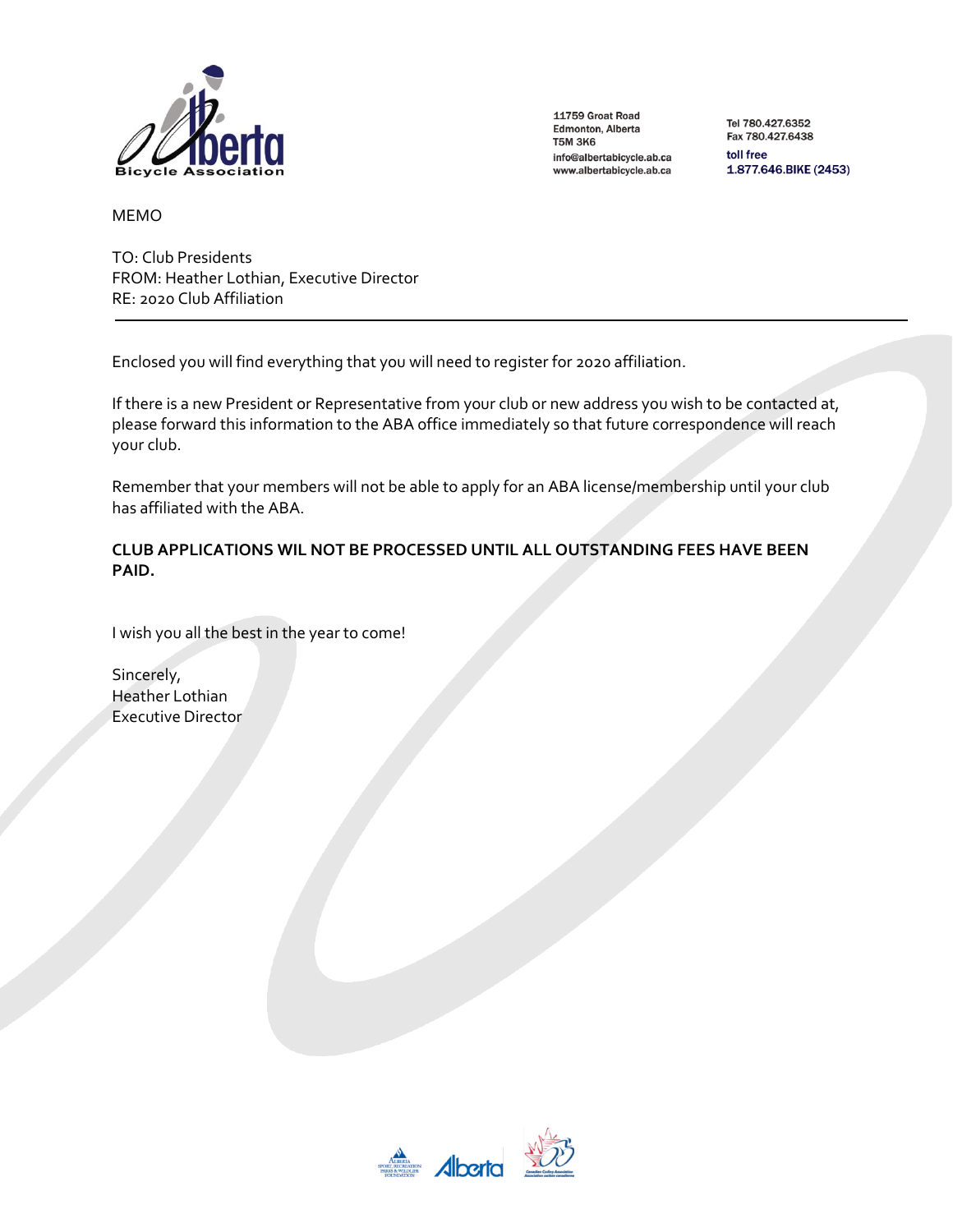Alberta Bicycle Association

11759 Groat Road
Edmonton, Alberta
T5M 3K6
info@albertabicycle.ab.ca
www.albertabicycle.ab.ca

Tel 780.427.6352
Fax 780.427.6438
toll free
1.877.646.BIKE (2453)

MEMO

TO: Club Presidents
FROM: Heather Lothian, Executive Director
RE: 2020 Club Affiliation

---

Enclosed you will find everything that you will need to register for 2020 affiliation.

If there is a new President or Representative from your club or new address you wish to be contacted at, please forward this information to the ABA office immediately so that future correspondence will reach your club.

Remember that your members will not be able to apply for an ABA license/membership until your club has affiliated with the ABA.

**CLUB APPLICATIONS WIL NOT BE PROCESSED UNTIL ALL OUTSTANDING FEES HAVE BEEN PAID.**

I wish you all the best in the year to come!

Sincerely,
Heather Lothian
Executive Director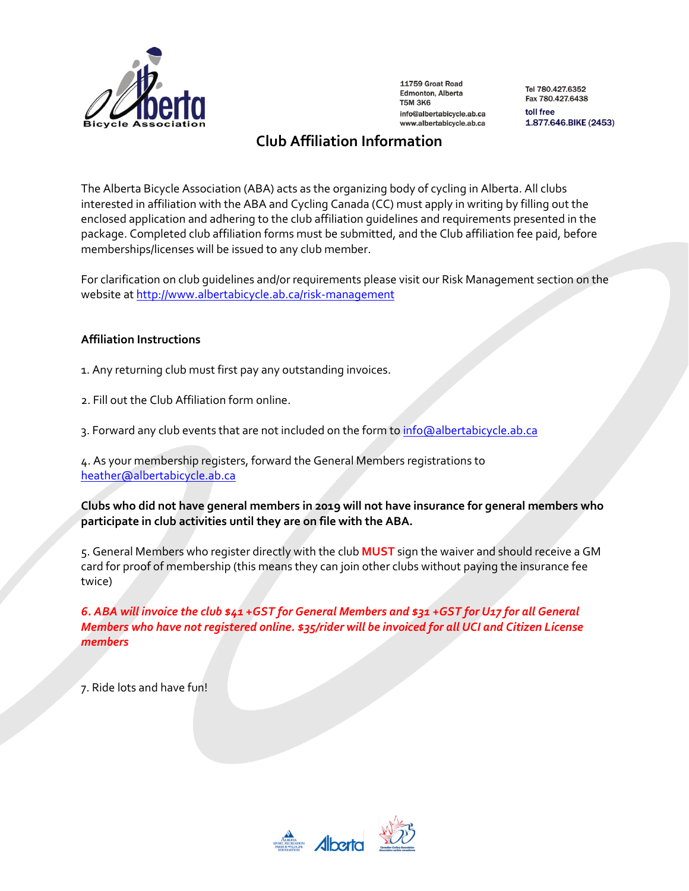11759 Groat Road
Edmonton, Alberta
T5M 3K6
info@albertabicycle.ab.ca
www.albertabicycle.ab.ca

Tel 780.427.6352
Fax 780.427.6438
toll free
1.877.646.BIKE (2453)

## Club Affiliation Information

The Alberta Bicycle Association (ABA) acts as the organizing body of cycling in Alberta. All clubs interested in affiliation with the ABA and Cycling Canada (CC) must apply in writing by filling out the enclosed application and adhering to the club affiliation guidelines and requirements presented in the package. Completed club affiliation forms must be submitted, and the Club affiliation fee paid, before memberships/licenses will be issued to any club member.

For clarification on club guidelines and/or requirements please visit our Risk Management section on the website at http://www.albertabicycle.ab.ca/risk-management

### Affiliation Instructions

1. Any returning club must first pay any outstanding invoices.

2. Fill out the Club Affiliation form online.

3. Forward any club events that are not included on the form to info@albertabicycle.ab.ca

4. As your membership registers, forward the General Members registrations to heather@albertabicycle.ab.ca

**Clubs who did not have general members in 2019 will not have insurance for general members who participate in club activities until they are on file with the ABA.**

5. General Members who register directly with the club **MUST** sign the waiver and should receive a GM card for proof of membership (this means they can join other clubs without paying the insurance fee twice)

***6. ABA will invoice the club $41 +GST for General Members and $31 +GST for U17 for all General Members who have not registered online. $35/rider will be invoiced for all UCI and Citizen License members***

7. Ride lots and have fun!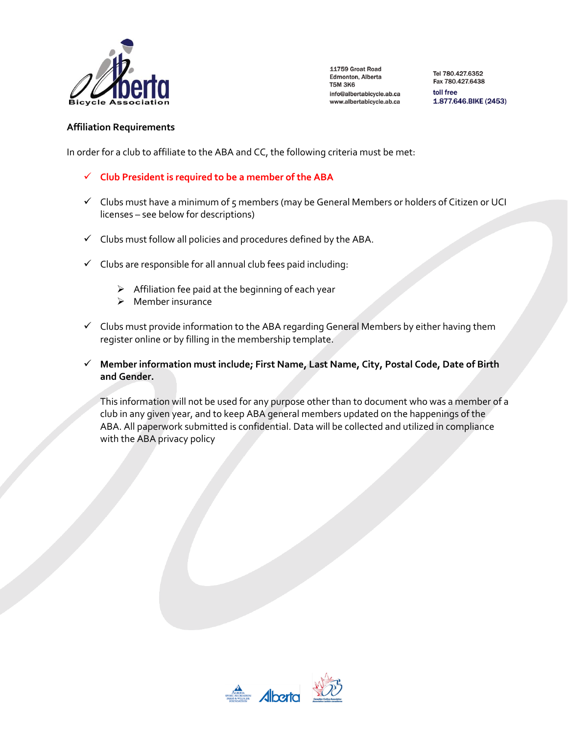11759 Groat Road
Edmonton, Alberta
T5M 3K6
info@albertabicycle.ab.ca
www.albertabicycle.ab.ca

Tel 780.427.6352
Fax 780.427.6438
toll free
1.877.646.BIKE (2453)

## Affiliation Requirements

In order for a club to affiliate to the ABA and CC, the following criteria must be met:

- ✓ **Club President is required to be a member of the ABA**
- ✓ Clubs must have a minimum of 5 members (may be General Members or holders of Citizen or UCI licenses – see below for descriptions)
- ✓ Clubs must follow all policies and procedures defined by the ABA.
- ✓ Clubs are responsible for all annual club fees paid including:
  - Affiliation fee paid at the beginning of each year
  - Member insurance
- ✓ Clubs must provide information to the ABA regarding General Members by either having them register online or by filling in the membership template.
- ✓ **Member information must include; First Name, Last Name, City, Postal Code, Date of Birth and Gender.**

  This information will not be used for any purpose other than to document who was a member of a club in any given year, and to keep ABA general members updated on the happenings of the ABA. All paperwork submitted is confidential. Data will be collected and utilized in compliance with the ABA privacy policy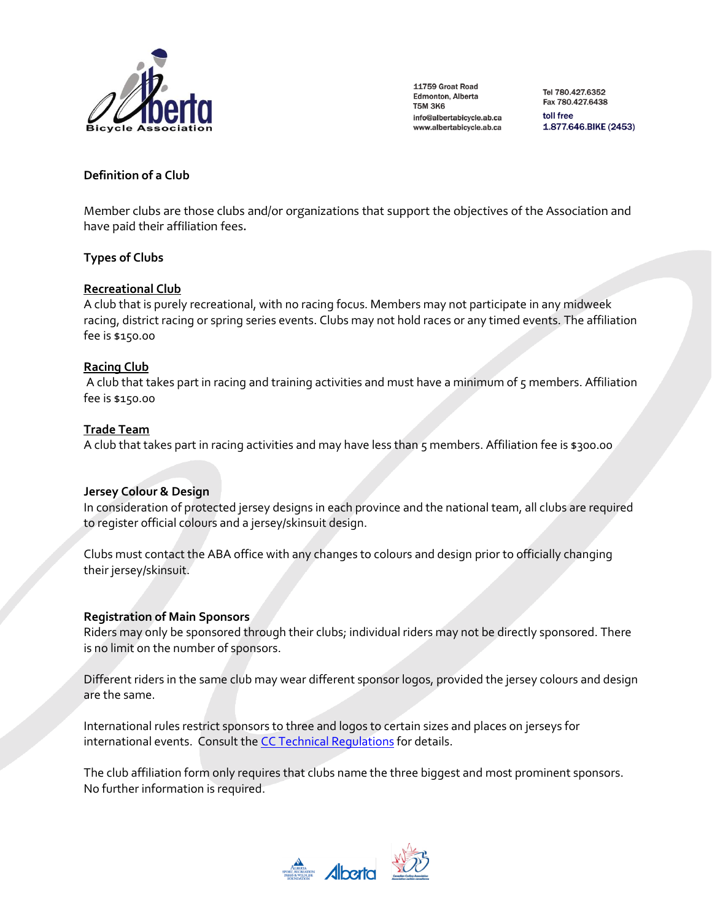### Definition of a Club

Member clubs are those clubs and/or organizations that support the objectives of the Association and have paid their affiliation fees.

### Types of Clubs

**Recreational Club**
A club that is purely recreational, with no racing focus. Members may not participate in any midweek racing, district racing or spring series events. Clubs may not hold races or any timed events. The affiliation fee is $150.00

**Racing Club**
A club that takes part in racing and training activities and must have a minimum of 5 members. Affiliation fee is $150.00

**Trade Team**
A club that takes part in racing activities and may have less than 5 members. Affiliation fee is $300.00

### Jersey Colour & Design

In consideration of protected jersey designs in each province and the national team, all clubs are required to register official colours and a jersey/skinsuit design.

Clubs must contact the ABA office with any changes to colours and design prior to officially changing their jersey/skinsuit.

### Registration of Main Sponsors

Riders may only be sponsored through their clubs; individual riders may not be directly sponsored. There is no limit on the number of sponsors.

Different riders in the same club may wear different sponsor logos, provided the jersey colours and design are the same.

International rules restrict sponsors to three and logos to certain sizes and places on jerseys for international events. Consult the CC Technical Regulations for details.

The club affiliation form only requires that clubs name the three biggest and most prominent sponsors. No further information is required.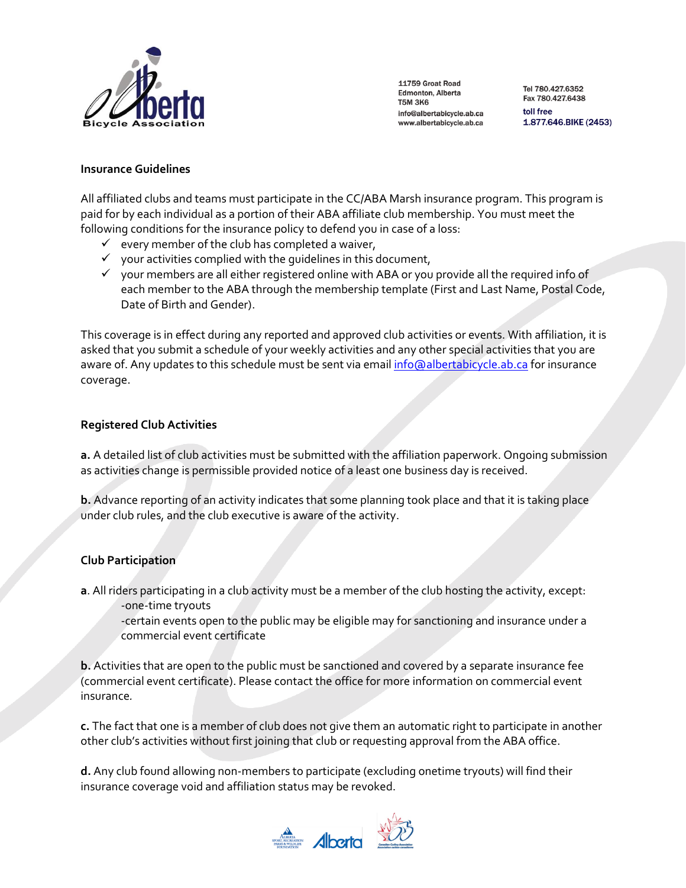### Insurance Guidelines

All affiliated clubs and teams must participate in the CC/ABA Marsh insurance program. This program is paid for by each individual as a portion of their ABA affiliate club membership. You must meet the following conditions for the insurance policy to defend you in case of a loss:

- ✓ every member of the club has completed a waiver,
- ✓ your activities complied with the guidelines in this document,
- ✓ your members are all either registered online with ABA or you provide all the required info of each member to the ABA through the membership template (First and Last Name, Postal Code, Date of Birth and Gender).

This coverage is in effect during any reported and approved club activities or events. With affiliation, it is asked that you submit a schedule of your weekly activities and any other special activities that you are aware of. Any updates to this schedule must be sent via email info@albertabicycle.ab.ca for insurance coverage.

### Registered Club Activities

**a.** A detailed list of club activities must be submitted with the affiliation paperwork. Ongoing submission as activities change is permissible provided notice of a least one business day is received.

**b.** Advance reporting of an activity indicates that some planning took place and that it is taking place under club rules, and the club executive is aware of the activity.

### Club Participation

**a**. All riders participating in a club activity must be a member of the club hosting the activity, except:
-one-time tryouts
-certain events open to the public may be eligible may for sanctioning and insurance under a commercial event certificate

**b.** Activities that are open to the public must be sanctioned and covered by a separate insurance fee (commercial event certificate). Please contact the office for more information on commercial event insurance.

**c.** The fact that one is a member of club does not give them an automatic right to participate in another other club's activities without first joining that club or requesting approval from the ABA office.

**d.** Any club found allowing non-members to participate (excluding onetime tryouts) will find their insurance coverage void and affiliation status may be revoked.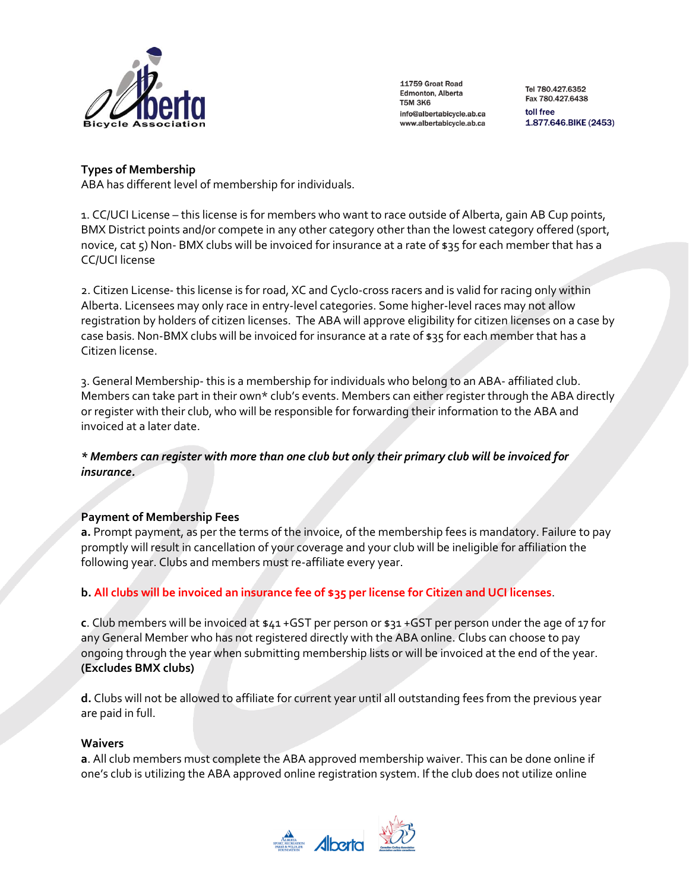**Types of Membership**

ABA has different level of membership for individuals.

1. CC/UCI License – this license is for members who want to race outside of Alberta, gain AB Cup points, BMX District points and/or compete in any other category other than the lowest category offered (sport, novice, cat 5) Non- BMX clubs will be invoiced for insurance at a rate of $35 for each member that has a CC/UCI license

2. Citizen License- this license is for road, XC and Cyclo-cross racers and is valid for racing only within Alberta. Licensees may only race in entry-level categories. Some higher-level races may not allow registration by holders of citizen licenses. The ABA will approve eligibility for citizen licenses on a case by case basis. Non-BMX clubs will be invoiced for insurance at a rate of $35 for each member that has a Citizen license.

3. General Membership- this is a membership for individuals who belong to an ABA- affiliated club. Members can take part in their own* club's events. Members can either register through the ABA directly or register with their club, who will be responsible for forwarding their information to the ABA and invoiced at a later date.

***\* Members can register with more than one club but only their primary club will be invoiced for insurance.***

**Payment of Membership Fees**

**a.** Prompt payment, as per the terms of the invoice, of the membership fees is mandatory. Failure to pay promptly will result in cancellation of your coverage and your club will be ineligible for affiliation the following year. Clubs and members must re-affiliate every year.

**b. All clubs will be invoiced an insurance fee of $35 per license for Citizen and UCI licenses**.

**c**. Club members will be invoiced at $41 +GST per person or $31 +GST per person under the age of 17 for any General Member who has not registered directly with the ABA online. Clubs can choose to pay ongoing through the year when submitting membership lists or will be invoiced at the end of the year. **(Excludes BMX clubs)**

**d.** Clubs will not be allowed to affiliate for current year until all outstanding fees from the previous year are paid in full.

**Waivers**

**a**. All club members must complete the ABA approved membership waiver. This can be done online if one's club is utilizing the ABA approved online registration system. If the club does not utilize online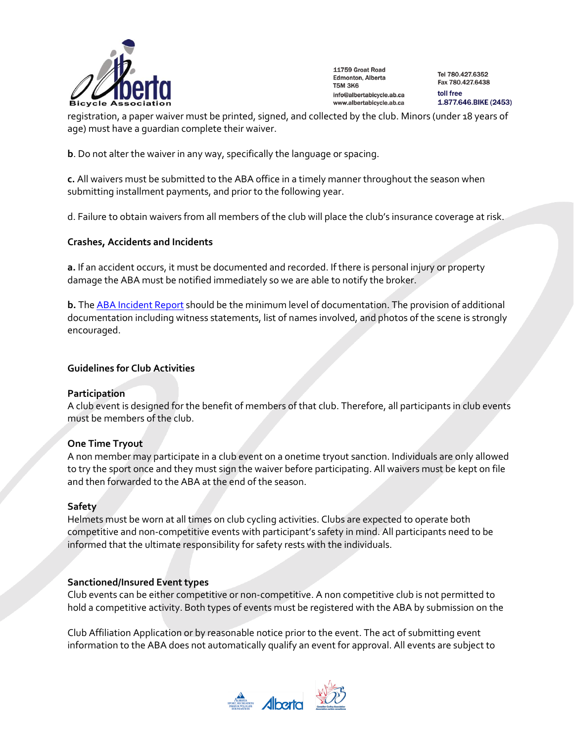registration, a paper waiver must be printed, signed, and collected by the club. Minors (under 18 years of age) must have a guardian complete their waiver.

**b**. Do not alter the waiver in any way, specifically the language or spacing.

**c.** All waivers must be submitted to the ABA office in a timely manner throughout the season when submitting installment payments, and prior to the following year.

d. Failure to obtain waivers from all members of the club will place the club's insurance coverage at risk.

**Crashes, Accidents and Incidents**

**a.** If an accident occurs, it must be documented and recorded. If there is personal injury or property damage the ABA must be notified immediately so we are able to notify the broker.

**b.** The ABA Incident Report should be the minimum level of documentation. The provision of additional documentation including witness statements, list of names involved, and photos of the scene is strongly encouraged.

## Guidelines for Club Activities

### Participation

A club event is designed for the benefit of members of that club. Therefore, all participants in club events must be members of the club.

### One Time Tryout

A non member may participate in a club event on a onetime tryout sanction. Individuals are only allowed to try the sport once and they must sign the waiver before participating. All waivers must be kept on file and then forwarded to the ABA at the end of the season.

### Safety

Helmets must be worn at all times on club cycling activities. Clubs are expected to operate both competitive and non-competitive events with participant's safety in mind. All participants need to be informed that the ultimate responsibility for safety rests with the individuals.

### Sanctioned/Insured Event types

Club events can be either competitive or non-competitive. A non competitive club is not permitted to hold a competitive activity. Both types of events must be registered with the ABA by submission on the

Club Affiliation Application or by reasonable notice prior to the event. The act of submitting event information to the ABA does not automatically qualify an event for approval. All events are subject to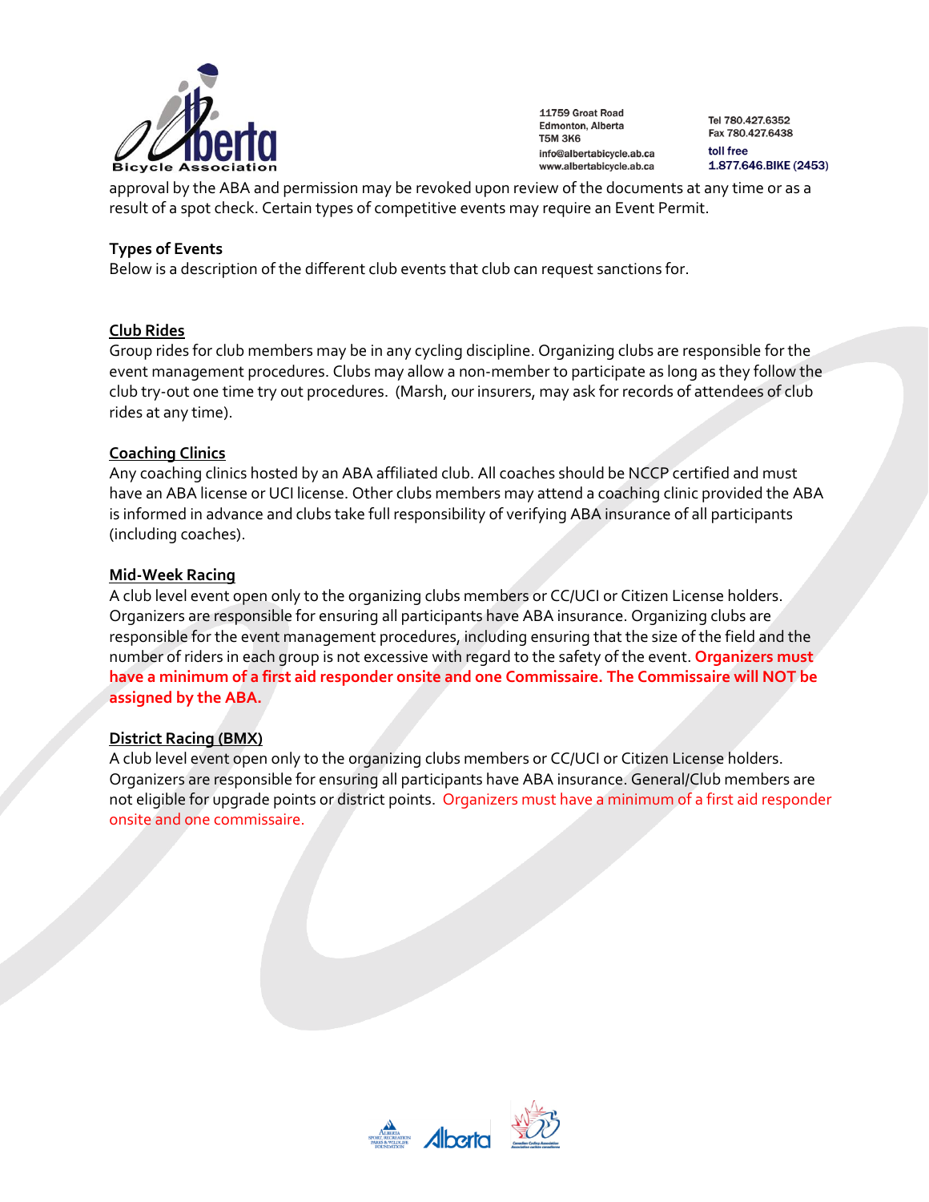approval by the ABA and permission may be revoked upon review of the documents at any time or as a result of a spot check. Certain types of competitive events may require an Event Permit.

**Types of Events**

Below is a description of the different club events that club can request sanctions for.

**Club Rides**

Group rides for club members may be in any cycling discipline. Organizing clubs are responsible for the event management procedures. Clubs may allow a non-member to participate as long as they follow the club try-out one time try out procedures. (Marsh, our insurers, may ask for records of attendees of club rides at any time).

**Coaching Clinics**

Any coaching clinics hosted by an ABA affiliated club. All coaches should be NCCP certified and must have an ABA license or UCI license. Other clubs members may attend a coaching clinic provided the ABA is informed in advance and clubs take full responsibility of verifying ABA insurance of all participants (including coaches).

**Mid-Week Racing**

A club level event open only to the organizing clubs members or CC/UCI or Citizen License holders. Organizers are responsible for ensuring all participants have ABA insurance. Organizing clubs are responsible for the event management procedures, including ensuring that the size of the field and the number of riders in each group is not excessive with regard to the safety of the event. **Organizers must have a minimum of a first aid responder onsite and one Commissaire. The Commissaire will NOT be assigned by the ABA.**

**District Racing (BMX)**

A club level event open only to the organizing clubs members or CC/UCI or Citizen License holders. Organizers are responsible for ensuring all participants have ABA insurance. General/Club members are not eligible for upgrade points or district points. Organizers must have a minimum of a first aid responder onsite and one commissaire.